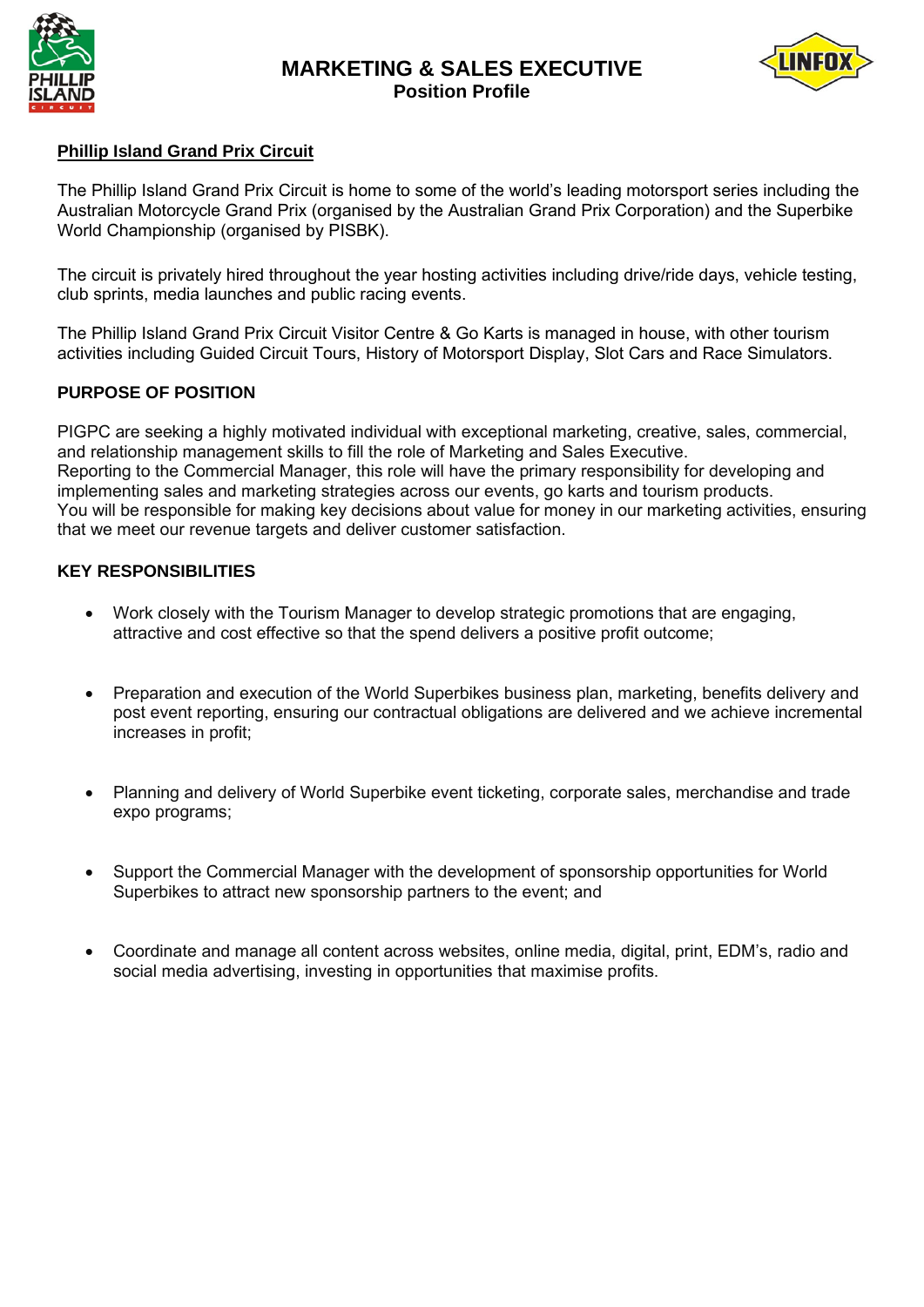# MARKETING & SALES EXECUTIVE

**Position Profile**

## Phillip Island Grand Prix Circuit

The Phillip Island Grand Prix Circuit is home to some of the world's leading motorsport series including the Australian Motorcycle Grand Prix (organised by the Australian Grand Prix Corporation) and the Superbike World Championship (organised by PISBK).

The circuit is privately hired throughout the year hosting activities including drive/ride days, vehicle testing, club sprints, media launches and public racing events.

The Phillip Island Grand Prix Circuit Visitor Centre & Go Karts is managed in house, with other tourism activities including Guided Circuit Tours, History of Motorsport Display, Slot Cars and Race Simulators.

## PURPOSE OF POSITION

PIGPC are seeking a highly motivated individual with exceptional marketing, creative, sales, commercial, and relationship management skills to fill the role of Marketing and Sales Executive.
Reporting to the Commercial Manager, this role will have the primary responsibility for developing and implementing sales and marketing strategies across our events, go karts and tourism products.
You will be responsible for making key decisions about value for money in our marketing activities, ensuring that we meet our revenue targets and deliver customer satisfaction.

## KEY RESPONSIBILITIES

- Work closely with the Tourism Manager to develop strategic promotions that are engaging, attractive and cost effective so that the spend delivers a positive profit outcome;
- Preparation and execution of the World Superbikes business plan, marketing, benefits delivery and post event reporting, ensuring our contractual obligations are delivered and we achieve incremental increases in profit;
- Planning and delivery of World Superbike event ticketing, corporate sales, merchandise and trade expo programs;
- Support the Commercial Manager with the development of sponsorship opportunities for World Superbikes to attract new sponsorship partners to the event; and
- Coordinate and manage all content across websites, online media, digital, print, EDM's, radio and social media advertising, investing in opportunities that maximise profits.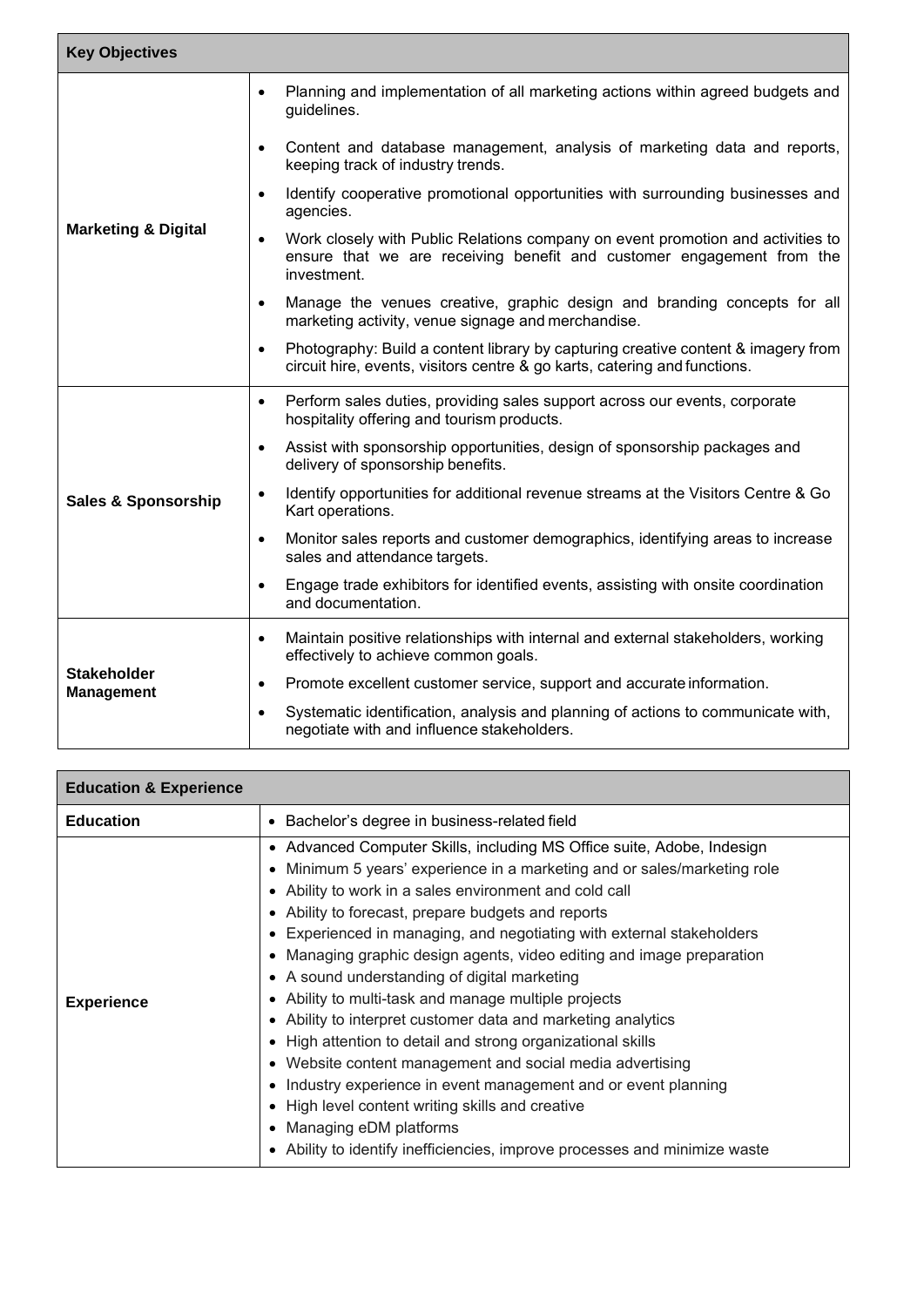| Key Objectives | |
|---|---|
| **Marketing & Digital** | • Planning and implementation of all marketing actions within agreed budgets and guidelines.<br>• Content and database management, analysis of marketing data and reports, keeping track of industry trends.<br>• Identify cooperative promotional opportunities with surrounding businesses and agencies.<br>• Work closely with Public Relations company on event promotion and activities to ensure that we are receiving benefit and customer engagement from the investment.<br>• Manage the venues creative, graphic design and branding concepts for all marketing activity, venue signage and merchandise.<br>• Photography: Build a content library by capturing creative content & imagery from circuit hire, events, visitors centre & go karts, catering and functions. |
| **Sales & Sponsorship** | • Perform sales duties, providing sales support across our events, corporate hospitality offering and tourism products.<br>• Assist with sponsorship opportunities, design of sponsorship packages and delivery of sponsorship benefits.<br>• Identify opportunities for additional revenue streams at the Visitors Centre & Go Kart operations.<br>• Monitor sales reports and customer demographics, identifying areas to increase sales and attendance targets.<br>• Engage trade exhibitors for identified events, assisting with onsite coordination and documentation. |
| **Stakeholder Management** | • Maintain positive relationships with internal and external stakeholders, working effectively to achieve common goals.<br>• Promote excellent customer service, support and accurate information.<br>• Systematic identification, analysis and planning of actions to communicate with, negotiate with and influence stakeholders. |

| Education & Experience | |
|---|---|
| **Education** | • Bachelor's degree in business-related field |
| **Experience** | • Advanced Computer Skills, including MS Office suite, Adobe, Indesign<br>• Minimum 5 years' experience in a marketing and or sales/marketing role<br>• Ability to work in a sales environment and cold call<br>• Ability to forecast, prepare budgets and reports<br>• Experienced in managing, and negotiating with external stakeholders<br>• Managing graphic design agents, video editing and image preparation<br>• A sound understanding of digital marketing<br>• Ability to multi-task and manage multiple projects<br>• Ability to interpret customer data and marketing analytics<br>• High attention to detail and strong organizational skills<br>• Website content management and social media advertising<br>• Industry experience in event management and or event planning<br>• High level content writing skills and creative<br>• Managing eDM platforms<br>• Ability to identify inefficiencies, improve processes and minimize waste |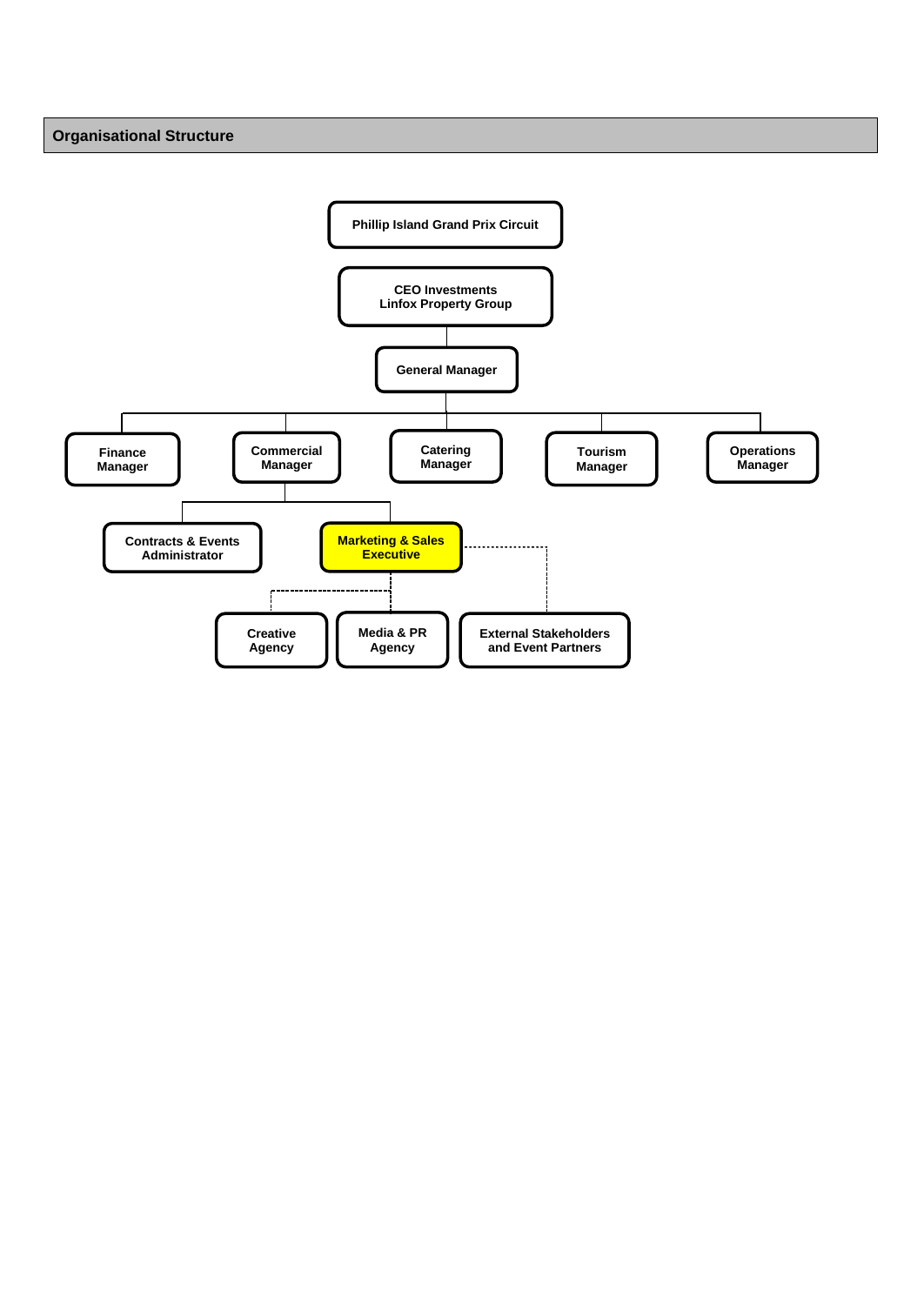## Organisational Structure

Phillip Island Grand Prix Circuit

CEO Investments
Linfox Property Group

General Manager

Finance Manager

Commercial Manager

Catering Manager

Tourism Manager

Operations Manager

Contracts & Events Administrator

Marketing & Sales Executive

Creative Agency

Media & PR Agency

External Stakeholders and Event Partners